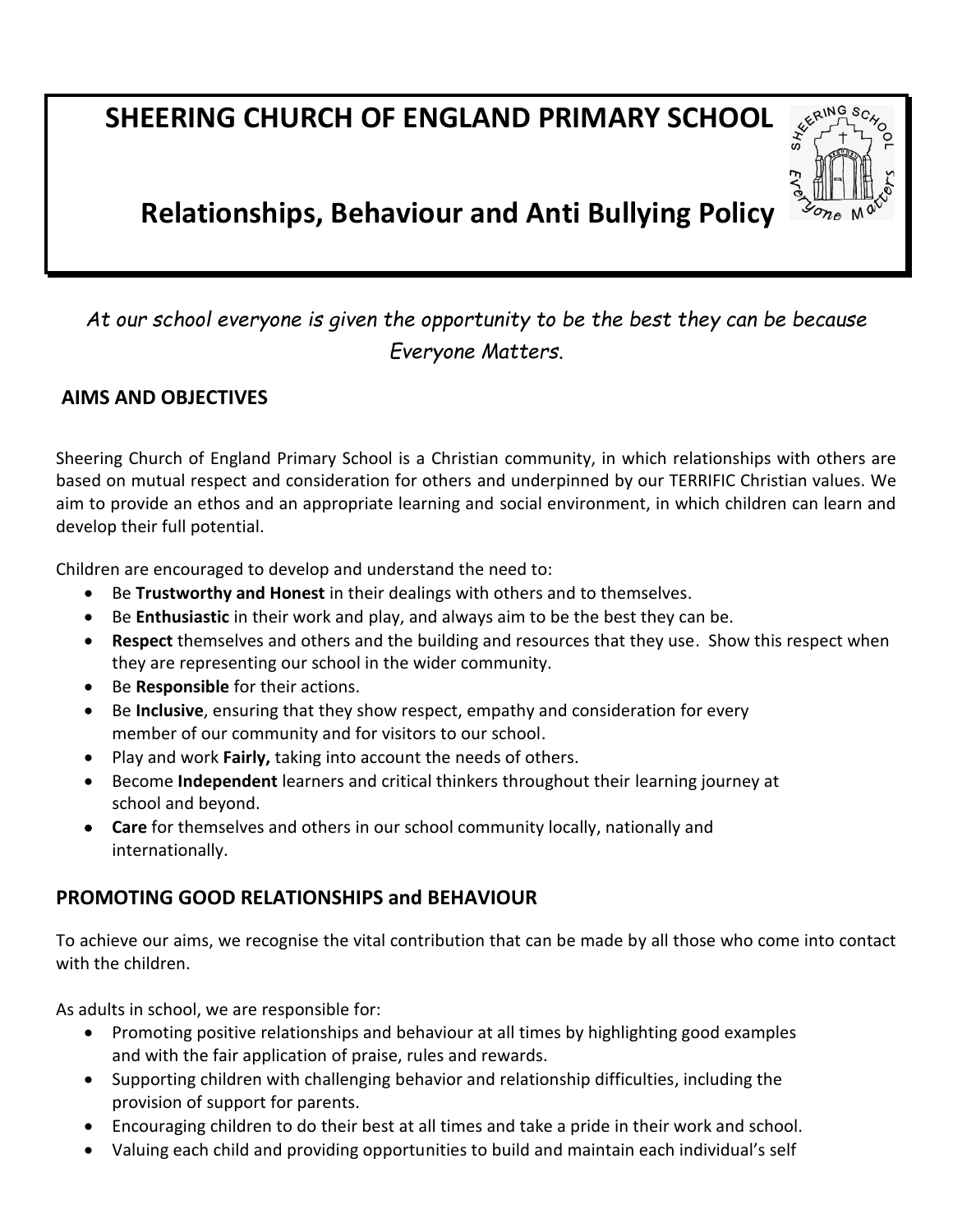# SHEERING CHURCH OF ENGLAND PRIMARY SCHOOL

## Relationships, Behaviour and Anti Bullying Policy

*At our school everyone is given the opportunity to be the best they can be because Everyone Matters.*

### AIMS AND OBJECTIVES

Sheering Church of England Primary School is a Christian community, in which relationships with others are based on mutual respect and consideration for others and underpinned by our TERRIFIC Christian values. We aim to provide an ethos and an appropriate learning and social environment, in which children can learn and develop their full potential.

Children are encouraged to develop and understand the need to:

- Be **Trustworthy and Honest** in their dealings with others and to themselves.
- Be **Enthusiastic** in their work and play, and always aim to be the best they can be.
- **Respect** themselves and others and the building and resources that they use. Show this respect when they are representing our school in the wider community.
- Be **Responsible** for their actions.
- Be **Inclusive**, ensuring that they show respect, empathy and consideration for every member of our community and for visitors to our school.
- Play and work **Fairly,** taking into account the needs of others.
- Become **Independent** learners and critical thinkers throughout their learning journey at school and beyond.
- **Care** for themselves and others in our school community locally, nationally and internationally.

### PROMOTING GOOD RELATIONSHIPS and BEHAVIOUR

To achieve our aims, we recognise the vital contribution that can be made by all those who come into contact with the children.

As adults in school, we are responsible for:

- Promoting positive relationships and behaviour at all times by highlighting good examples and with the fair application of praise, rules and rewards.
- Supporting children with challenging behavior and relationship difficulties, including the provision of support for parents.
- Encouraging children to do their best at all times and take a pride in their work and school.
- Valuing each child and providing opportunities to build and maintain each individual's self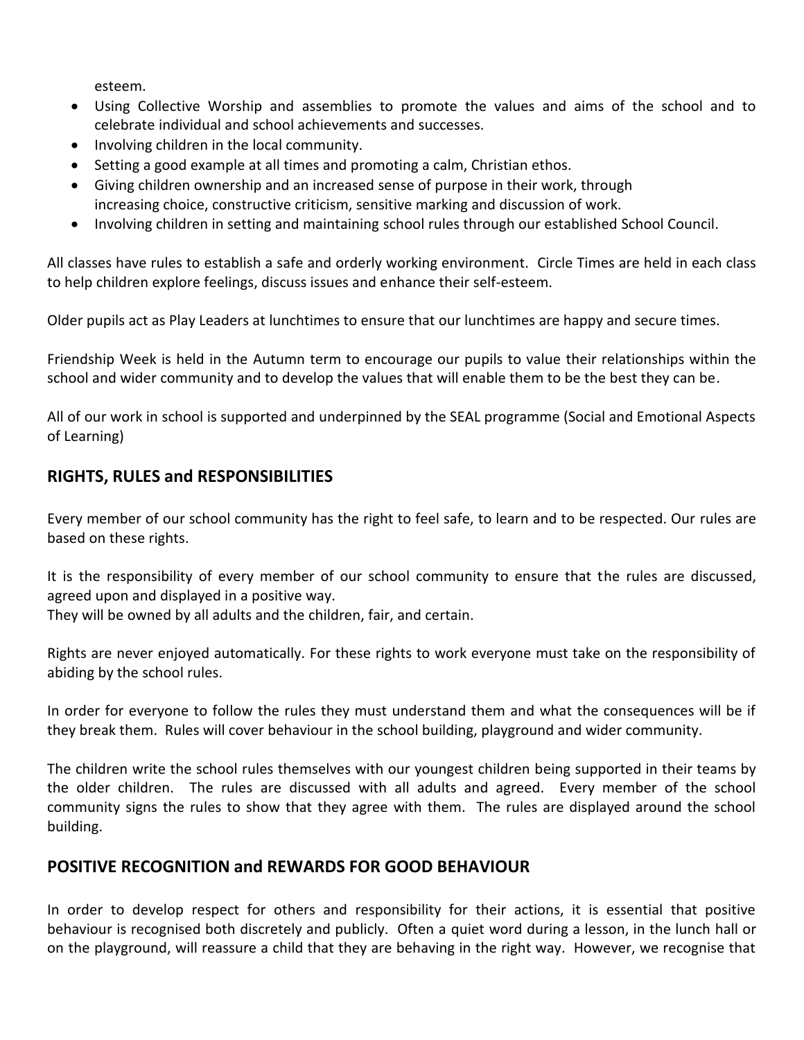esteem.

- Using Collective Worship and assemblies to promote the values and aims of the school and to celebrate individual and school achievements and successes.
- Involving children in the local community.
- Setting a good example at all times and promoting a calm, Christian ethos.
- Giving children ownership and an increased sense of purpose in their work, through increasing choice, constructive criticism, sensitive marking and discussion of work.
- Involving children in setting and maintaining school rules through our established School Council.

All classes have rules to establish a safe and orderly working environment. Circle Times are held in each class to help children explore feelings, discuss issues and enhance their self-esteem.

Older pupils act as Play Leaders at lunchtimes to ensure that our lunchtimes are happy and secure times.

Friendship Week is held in the Autumn term to encourage our pupils to value their relationships within the school and wider community and to develop the values that will enable them to be the best they can be.

All of our work in school is supported and underpinned by the SEAL programme (Social and Emotional Aspects of Learning)

## RIGHTS, RULES and RESPONSIBILITIES

Every member of our school community has the right to feel safe, to learn and to be respected. Our rules are based on these rights.

It is the responsibility of every member of our school community to ensure that the rules are discussed, agreed upon and displayed in a positive way.
They will be owned by all adults and the children, fair, and certain.

Rights are never enjoyed automatically. For these rights to work everyone must take on the responsibility of abiding by the school rules.

In order for everyone to follow the rules they must understand them and what the consequences will be if they break them. Rules will cover behaviour in the school building, playground and wider community.

The children write the school rules themselves with our youngest children being supported in their teams by the older children. The rules are discussed with all adults and agreed. Every member of the school community signs the rules to show that they agree with them. The rules are displayed around the school building.

## POSITIVE RECOGNITION and REWARDS FOR GOOD BEHAVIOUR

In order to develop respect for others and responsibility for their actions, it is essential that positive behaviour is recognised both discretely and publicly. Often a quiet word during a lesson, in the lunch hall or on the playground, will reassure a child that they are behaving in the right way. However, we recognise that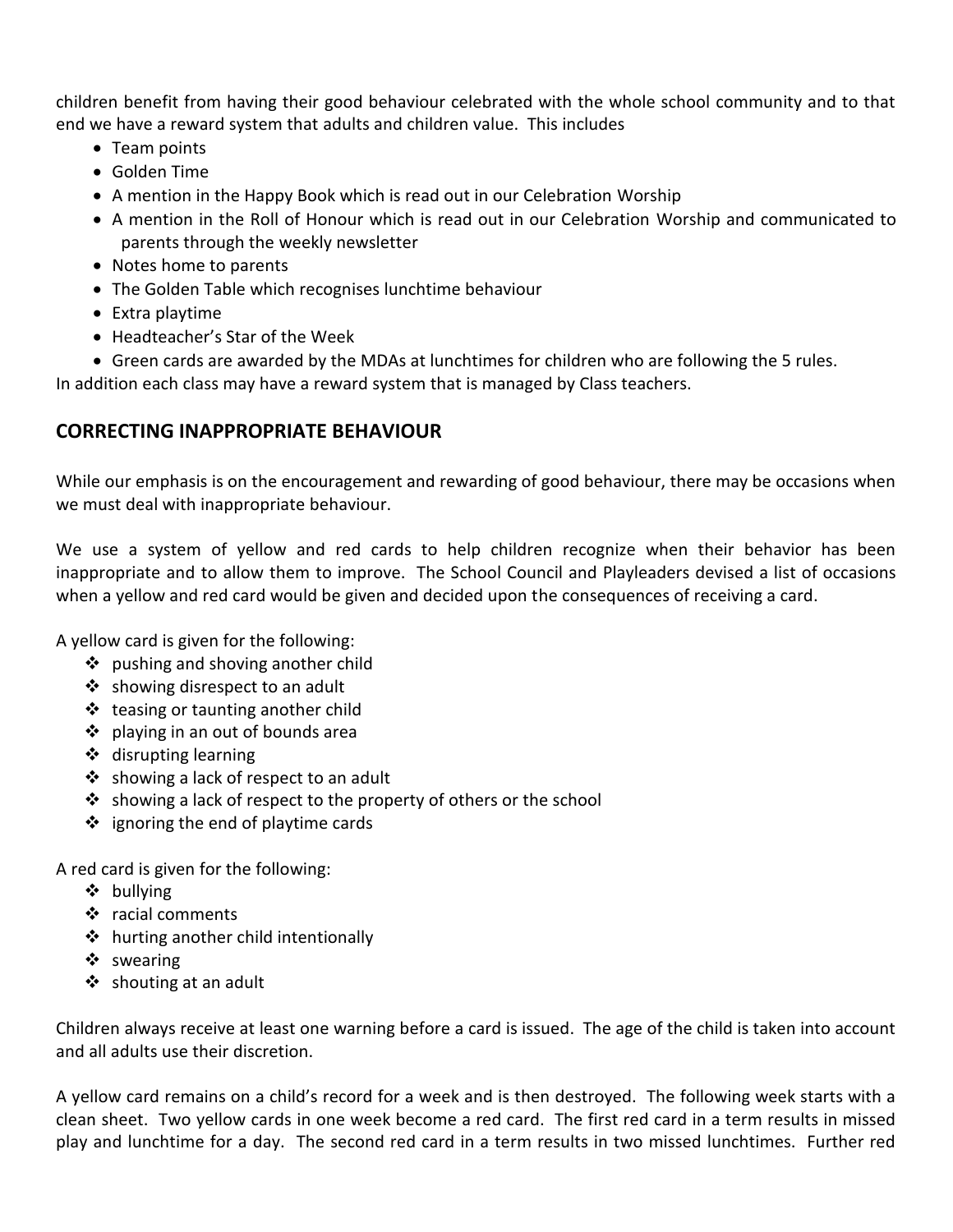children benefit from having their good behaviour celebrated with the whole school community and to that end we have a reward system that adults and children value. This includes

- Team points
- Golden Time
- A mention in the Happy Book which is read out in our Celebration Worship
- A mention in the Roll of Honour which is read out in our Celebration Worship and communicated to parents through the weekly newsletter
- Notes home to parents
- The Golden Table which recognises lunchtime behaviour
- Extra playtime
- Headteacher's Star of the Week
- Green cards are awarded by the MDAs at lunchtimes for children who are following the 5 rules.

In addition each class may have a reward system that is managed by Class teachers.

## CORRECTING INAPPROPRIATE BEHAVIOUR

While our emphasis is on the encouragement and rewarding of good behaviour, there may be occasions when we must deal with inappropriate behaviour.

We use a system of yellow and red cards to help children recognize when their behavior has been inappropriate and to allow them to improve. The School Council and Playleaders devised a list of occasions when a yellow and red card would be given and decided upon the consequences of receiving a card.

A yellow card is given for the following:

- pushing and shoving another child
- showing disrespect to an adult
- teasing or taunting another child
- playing in an out of bounds area
- disrupting learning
- showing a lack of respect to an adult
- showing a lack of respect to the property of others or the school
- ignoring the end of playtime cards

A red card is given for the following:

- bullying
- racial comments
- hurting another child intentionally
- swearing
- shouting at an adult

Children always receive at least one warning before a card is issued. The age of the child is taken into account and all adults use their discretion.

A yellow card remains on a child's record for a week and is then destroyed. The following week starts with a clean sheet. Two yellow cards in one week become a red card. The first red card in a term results in missed play and lunchtime for a day. The second red card in a term results in two missed lunchtimes. Further red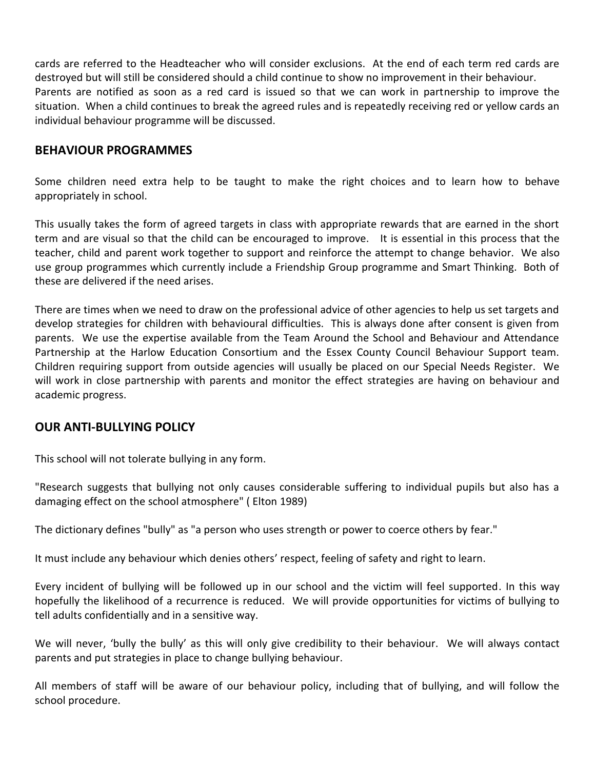cards are referred to the Headteacher who will consider exclusions. At the end of each term red cards are destroyed but will still be considered should a child continue to show no improvement in their behaviour. Parents are notified as soon as a red card is issued so that we can work in partnership to improve the situation. When a child continues to break the agreed rules and is repeatedly receiving red or yellow cards an individual behaviour programme will be discussed.

## BEHAVIOUR PROGRAMMES

Some children need extra help to be taught to make the right choices and to learn how to behave appropriately in school.

This usually takes the form of agreed targets in class with appropriate rewards that are earned in the short term and are visual so that the child can be encouraged to improve. It is essential in this process that the teacher, child and parent work together to support and reinforce the attempt to change behavior. We also use group programmes which currently include a Friendship Group programme and Smart Thinking. Both of these are delivered if the need arises.

There are times when we need to draw on the professional advice of other agencies to help us set targets and develop strategies for children with behavioural difficulties. This is always done after consent is given from parents. We use the expertise available from the Team Around the School and Behaviour and Attendance Partnership at the Harlow Education Consortium and the Essex County Council Behaviour Support team. Children requiring support from outside agencies will usually be placed on our Special Needs Register. We will work in close partnership with parents and monitor the effect strategies are having on behaviour and academic progress.

## OUR ANTI-BULLYING POLICY

This school will not tolerate bullying in any form.

"Research suggests that bullying not only causes considerable suffering to individual pupils but also has a damaging effect on the school atmosphere" ( Elton 1989)

The dictionary defines "bully" as "a person who uses strength or power to coerce others by fear."

It must include any behaviour which denies others' respect, feeling of safety and right to learn.

Every incident of bullying will be followed up in our school and the victim will feel supported. In this way hopefully the likelihood of a recurrence is reduced. We will provide opportunities for victims of bullying to tell adults confidentially and in a sensitive way.

We will never, 'bully the bully' as this will only give credibility to their behaviour. We will always contact parents and put strategies in place to change bullying behaviour.

All members of staff will be aware of our behaviour policy, including that of bullying, and will follow the school procedure.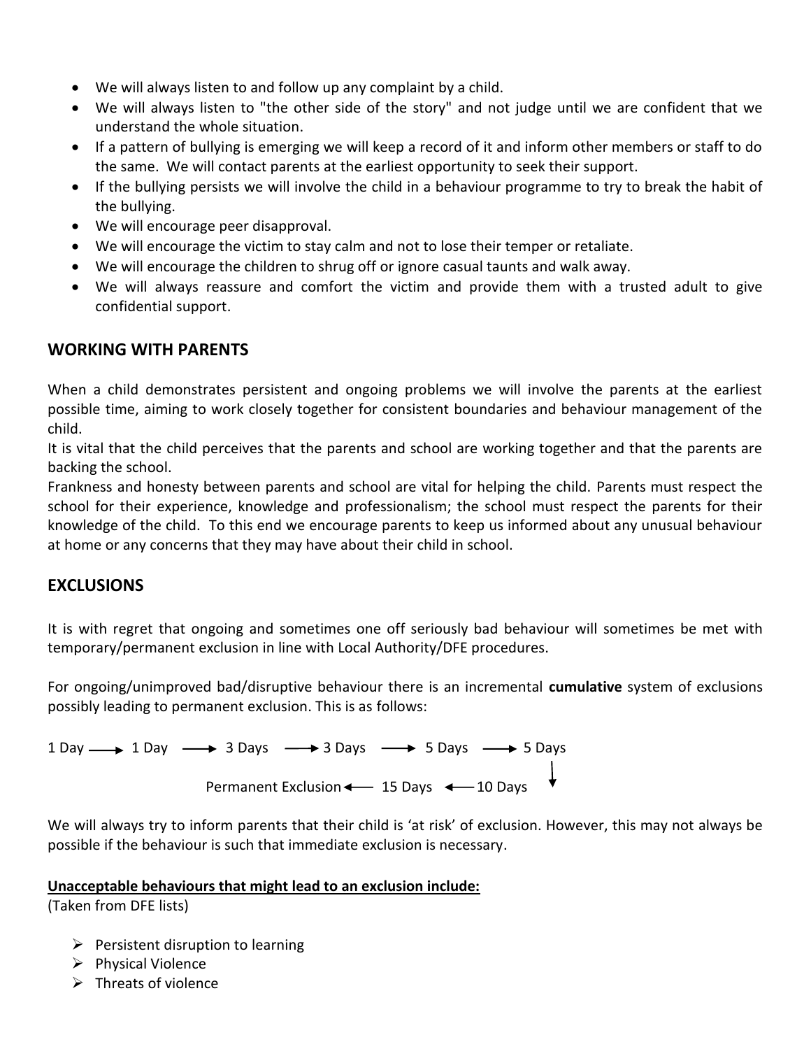- We will always listen to and follow up any complaint by a child.
- We will always listen to "the other side of the story" and not judge until we are confident that we understand the whole situation.
- If a pattern of bullying is emerging we will keep a record of it and inform other members or staff to do the same. We will contact parents at the earliest opportunity to seek their support.
- If the bullying persists we will involve the child in a behaviour programme to try to break the habit of the bullying.
- We will encourage peer disapproval.
- We will encourage the victim to stay calm and not to lose their temper or retaliate.
- We will encourage the children to shrug off or ignore casual taunts and walk away.
- We will always reassure and comfort the victim and provide them with a trusted adult to give confidential support.

## WORKING WITH PARENTS

When a child demonstrates persistent and ongoing problems we will involve the parents at the earliest possible time, aiming to work closely together for consistent boundaries and behaviour management of the child.

It is vital that the child perceives that the parents and school are working together and that the parents are backing the school.

Frankness and honesty between parents and school are vital for helping the child. Parents must respect the school for their experience, knowledge and professionalism; the school must respect the parents for their knowledge of the child. To this end we encourage parents to keep us informed about any unusual behaviour at home or any concerns that they may have about their child in school.

## EXCLUSIONS

It is with regret that ongoing and sometimes one off seriously bad behaviour will sometimes be met with temporary/permanent exclusion in line with Local Authority/DFE procedures.

For ongoing/unimproved bad/disruptive behaviour there is an incremental **cumulative** system of exclusions possibly leading to permanent exclusion. This is as follows:

1 Day → 1 Day → 3 Days → 3 Days → 5 Days → 5 Days → 10 Days → 15 Days → Permanent Exclusion

We will always try to inform parents that their child is 'at risk' of exclusion. However, this may not always be possible if the behaviour is such that immediate exclusion is necessary.

**Unacceptable behaviours that might lead to an exclusion include:**
(Taken from DFE lists)

- Persistent disruption to learning
- Physical Violence
- Threats of violence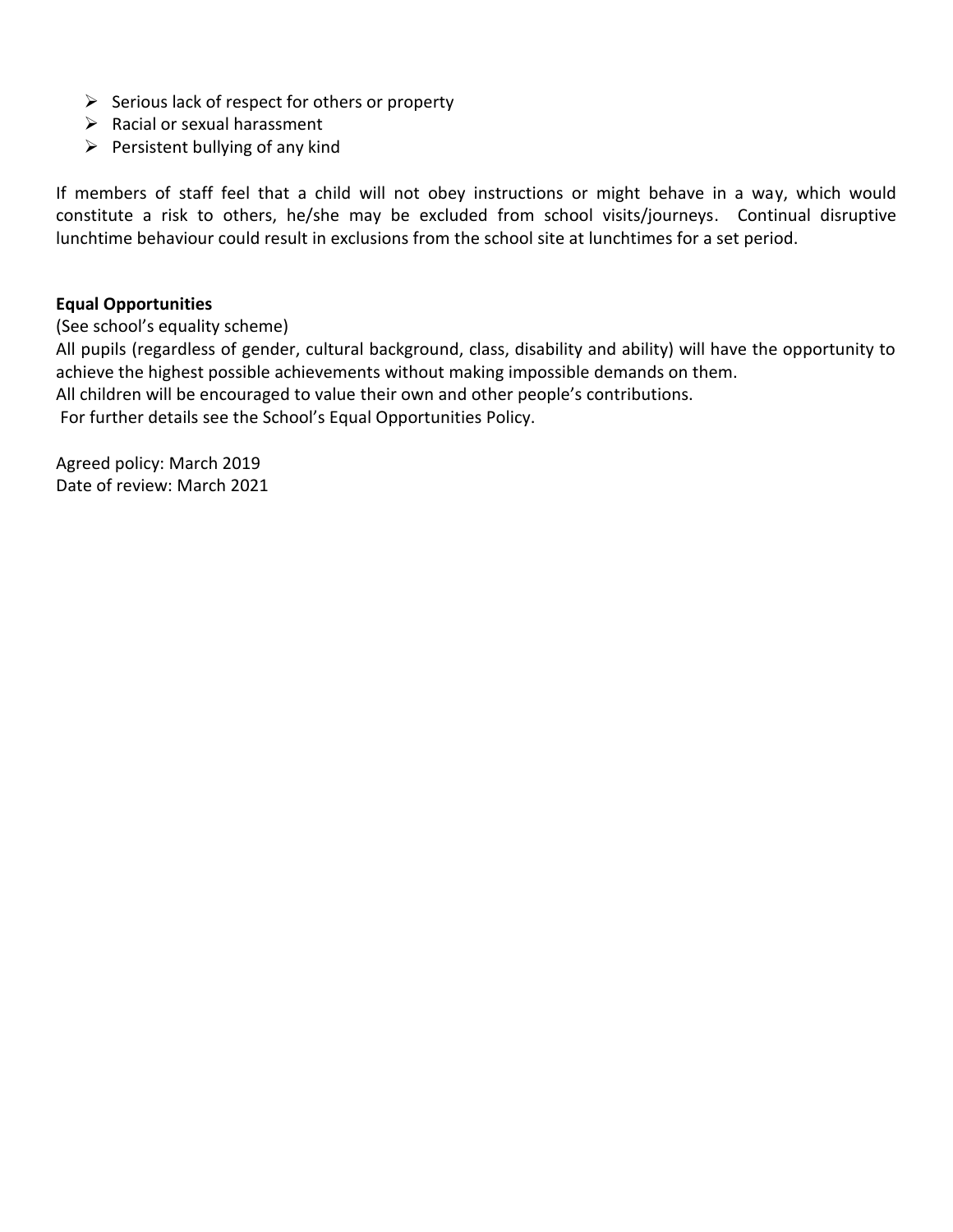- Serious lack of respect for others or property
- Racial or sexual harassment
- Persistent bullying of any kind

If members of staff feel that a child will not obey instructions or might behave in a way, which would constitute a risk to others, he/she may be excluded from school visits/journeys. Continual disruptive lunchtime behaviour could result in exclusions from the school site at lunchtimes for a set period.

**Equal Opportunities**

(See school's equality scheme)

All pupils (regardless of gender, cultural background, class, disability and ability) will have the opportunity to achieve the highest possible achievements without making impossible demands on them.

All children will be encouraged to value their own and other people's contributions.

For further details see the School's Equal Opportunities Policy.

Agreed policy: March 2019
Date of review: March 2021